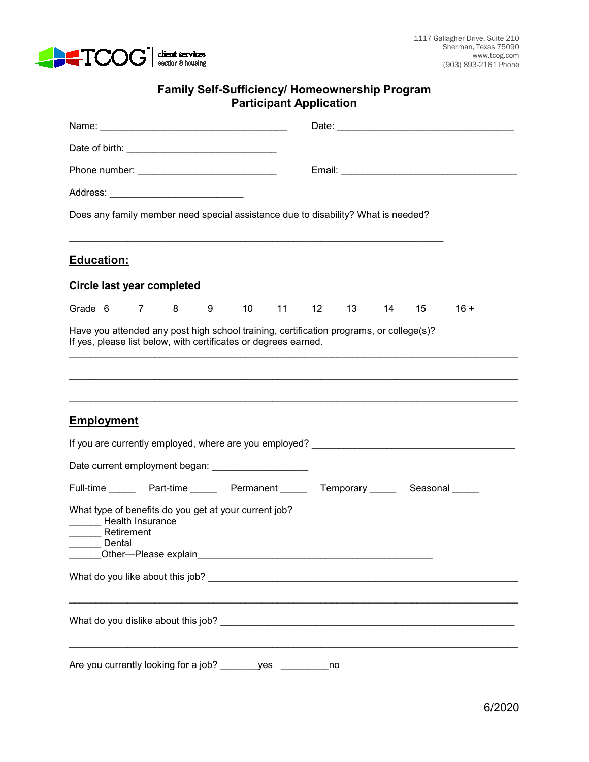TCOG client services section 8 housing

1117 Gallagher Drive, Suite 210
Sherman, Texas 75090
www.tcog.com
(903) 893-2161 Phone

# Family Self-Sufficiency/ Homeownership Program
## Participant Application

Name: ___________________________________ Date: _________________________________

Date of birth: ____________________________

Phone number: __________________________ Email: _________________________________

Address: _________________________

Does any family member need special assistance due to disability? What is needed?

______________________________________________________________________

## Education:

**Circle last year completed**

Grade 6 7 8 9 10 11 12 13 14 15 16 +

Have you attended any post high school training, certification programs, or college(s)?
If yes, please list below, with certificates or degrees earned.

______________________________________________________________________

______________________________________________________________________

______________________________________________________________________

## Employment

If you are currently employed, where are you employed? _____________________________________

Date current employment began: _________________

Full-time _____ Part-time _____ Permanent _____ Temporary _____ Seasonal _____

What type of benefits do you get at your current job?
______ Health Insurance
______ Retirement
______ Dental
______Other—Please explain___________________________________________

What do you like about this job? _________________________________________________________

______________________________________________________________________

What do you dislike about this job? ______________________________________________________

______________________________________________________________________

Are you currently looking for a job? _______yes _________no

6/2020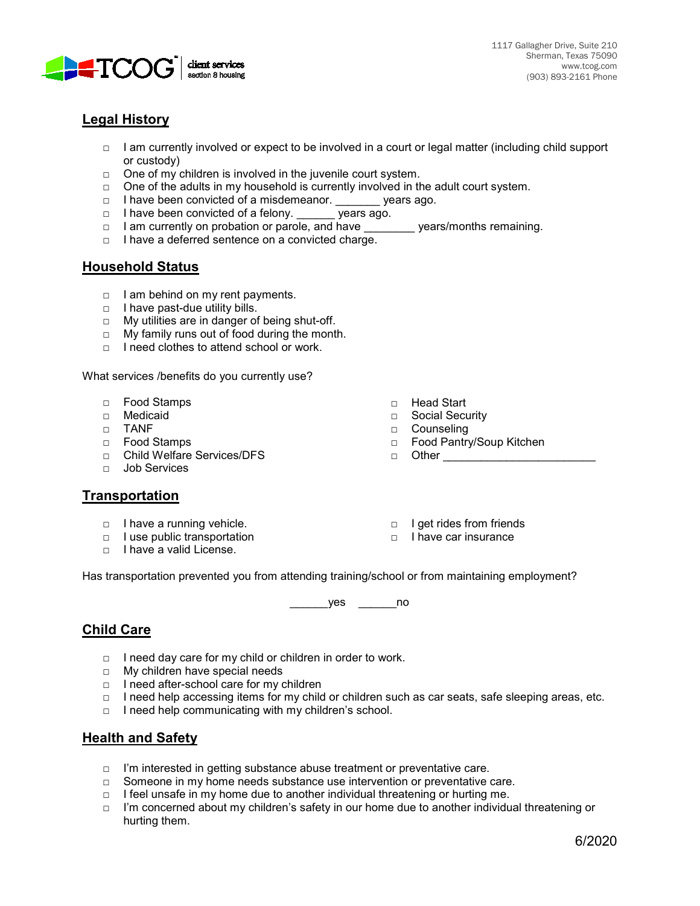## Legal History

- □ I am currently involved or expect to be involved in a court or legal matter (including child support or custody)
- □ One of my children is involved in the juvenile court system.
- □ One of the adults in my household is currently involved in the adult court system.
- □ I have been convicted of a misdemeanor. _______ years ago.
- □ I have been convicted of a felony. ______ years ago.
- □ I am currently on probation or parole, and have ________ years/months remaining.
- □ I have a deferred sentence on a convicted charge.

## Household Status

- □ I am behind on my rent payments.
- □ I have past-due utility bills.
- □ My utilities are in danger of being shut-off.
- □ My family runs out of food during the month.
- □ I need clothes to attend school or work.

What services /benefits do you currently use?

- □ Food Stamps
- □ Medicaid
- □ TANF
- □ Food Stamps
- □ Child Welfare Services/DFS
- □ Job Services
- □ Head Start
- □ Social Security
- □ Counseling
- □ Food Pantry/Soup Kitchen
- □ Other ________________________

## Transportation

- □ I have a running vehicle.
- □ I use public transportation
- □ I have a valid License.
- □ I get rides from friends
- □ I have car insurance

Has transportation prevented you from attending training/school or from maintaining employment?

______yes ______no

## Child Care

- □ I need day care for my child or children in order to work.
- □ My children have special needs
- □ I need after-school care for my children
- □ I need help accessing items for my child or children such as car seats, safe sleeping areas, etc.
- □ I need help communicating with my children's school.

## Health and Safety

- □ I'm interested in getting substance abuse treatment or preventative care.
- □ Someone in my home needs substance use intervention or preventative care.
- □ I feel unsafe in my home due to another individual threatening or hurting me.
- □ I'm concerned about my children's safety in our home due to another individual threatening or hurting them.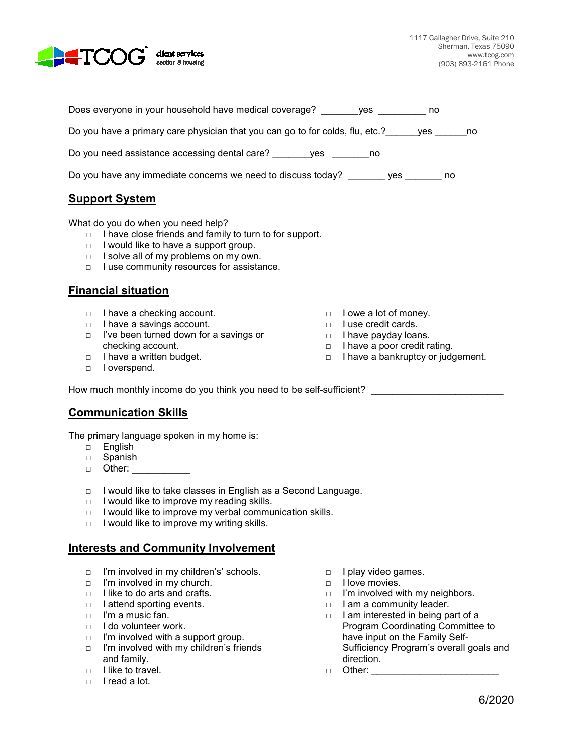Does everyone in your household have medical coverage? _______yes _________ no

Do you have a primary care physician that you can go to for colds, flu, etc.?______yes ______no

Do you need assistance accessing dental care? _______yes _______no

Do you have any immediate concerns we need to discuss today? _______ yes _______ no

## Support System

What do you do when you need help?

- □ I have close friends and family to turn to for support.
- □ I would like to have a support group.
- □ I solve all of my problems on my own.
- □ I use community resources for assistance.

## Financial situation

- □ I have a checking account.
- □ I have a savings account.
- □ I've been turned down for a savings or checking account.
- □ I have a written budget.
- □ I overspend.
- □ I owe a lot of money.
- □ I use credit cards.
- □ I have payday loans.
- □ I have a poor credit rating.
- □ I have a bankruptcy or judgement.

How much monthly income do you think you need to be self-sufficient? ________________________

## Communication Skills

The primary language spoken in my home is:

- □ English
- □ Spanish
- □ Other: ___________

- □ I would like to take classes in English as a Second Language.
- □ I would like to improve my reading skills.
- □ I would like to improve my verbal communication skills.
- □ I would like to improve my writing skills.

## Interests and Community Involvement

- □ I'm involved in my childrens's schools.
- □ I'm involved in my church.
- □ I like to do arts and crafts.
- □ I attend sporting events.
- □ I'm a music fan.
- □ I do volunteer work.
- □ I'm involved with a support group.
- □ I'm involved with my children's friends and family.
- □ I like to travel.
- □ I read a lot.
- □ I play video games.
- □ I love movies.
- □ I'm involved with my neighbors.
- □ I am a community leader.
- □ I am interested in being part of a Program Coordinating Committee to have input on the Family Self-Sufficiency Program's overall goals and direction.
- □ Other: _______________________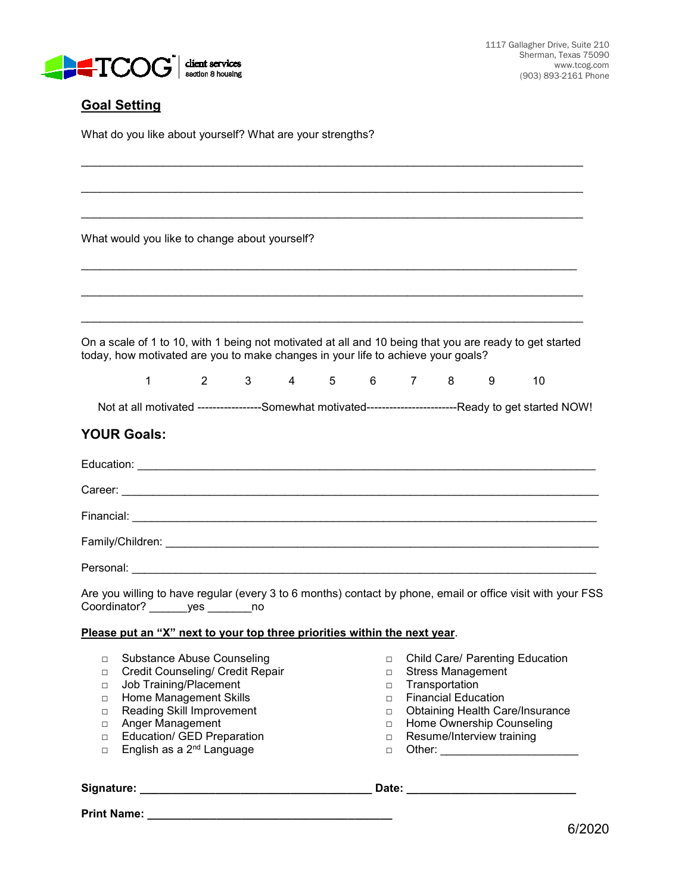TCOG client services section 8 housing

1117 Gallagher Drive, Suite 210
Sherman, Texas 75090
www.tcog.com
(903) 893-2161 Phone

## Goal Setting

What do you like about yourself? What are your strengths?

___________________________________________________________________________

___________________________________________________________________________

___________________________________________________________________________

What would you like to change about yourself?

___________________________________________________________________________

___________________________________________________________________________

___________________________________________________________________________

On a scale of 1 to 10, with 1 being not motivated at all and 10 being that you are ready to get started today, how motivated are you to make changes in your life to achieve your goals?

1 2 3 4 5 6 7 8 9 10

Not at all motivated -----------------Somewhat motivated------------------------Ready to get started NOW!

## YOUR Goals:

Education: ______________________________________________________________________

Career: ________________________________________________________________________

Financial: ______________________________________________________________________

Family/Children: _________________________________________________________________

Personal: _______________________________________________________________________

Are you willing to have regular (every 3 to 6 months) contact by phone, email or office visit with your FSS Coordinator? ______yes _______no

**Please put an "X" next to your top three priorities within the next year.**

- □ Substance Abuse Counseling
- □ Credit Counseling/ Credit Repair
- □ Job Training/Placement
- □ Home Management Skills
- □ Reading Skill Improvement
- □ Anger Management
- □ Education/ GED Preparation
- □ English as a 2nd Language
- □ Child Care/ Parenting Education
- □ Stress Management
- □ Transportation
- □ Financial Education
- □ Obtaining Health Care/Insurance
- □ Home Ownership Counseling
- □ Resume/Interview training
- □ Other: _____________________

**Signature: ____________________________________ Date: __________________________**

**Print Name: _______________________________________**

6/2020